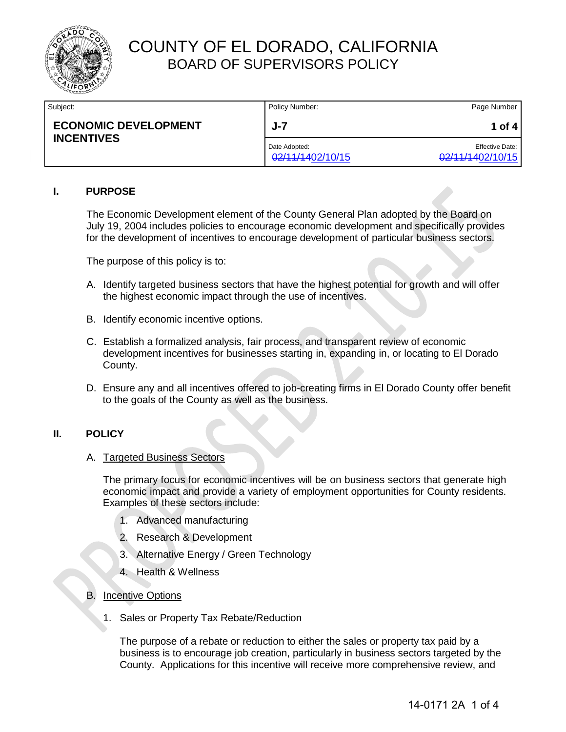# COUNTY OF EL DORADO, CALIFORNIA
## BOARD OF SUPERVISORS POLICY

| Subject: | Policy Number: | Page Number |
|---|---|---|
| **ECONOMIC DEVELOPMENT INCENTIVES** | **J-7** | **1 of 4** |
| | Date Adopted: ~~02/11/14~~02/10/15 | Effective Date: ~~02/11/14~~02/10/15 |

### I. PURPOSE

The Economic Development element of the County General Plan adopted by the Board on July 19, 2004 includes policies to encourage economic development and specifically provides for the development of incentives to encourage development of particular business sectors.

The purpose of this policy is to:

A. Identify targeted business sectors that have the highest potential for growth and will offer the highest economic impact through the use of incentives.

B. Identify economic incentive options.

C. Establish a formalized analysis, fair process, and transparent review of economic development incentives for businesses starting in, expanding in, or locating to El Dorado County.

D. Ensure any and all incentives offered to job-creating firms in El Dorado County offer benefit to the goals of the County as well as the business.

### II. POLICY

A. Targeted Business Sectors

The primary focus for economic incentives will be on business sectors that generate high economic impact and provide a variety of employment opportunities for County residents. Examples of these sectors include:

1. Advanced manufacturing
2. Research & Development
3. Alternative Energy / Green Technology
4. Health & Wellness

B. Incentive Options

1. Sales or Property Tax Rebate/Reduction

The purpose of a rebate or reduction to either the sales or property tax paid by a business is to encourage job creation, particularly in business sectors targeted by the County. Applications for this incentive will receive more comprehensive review, and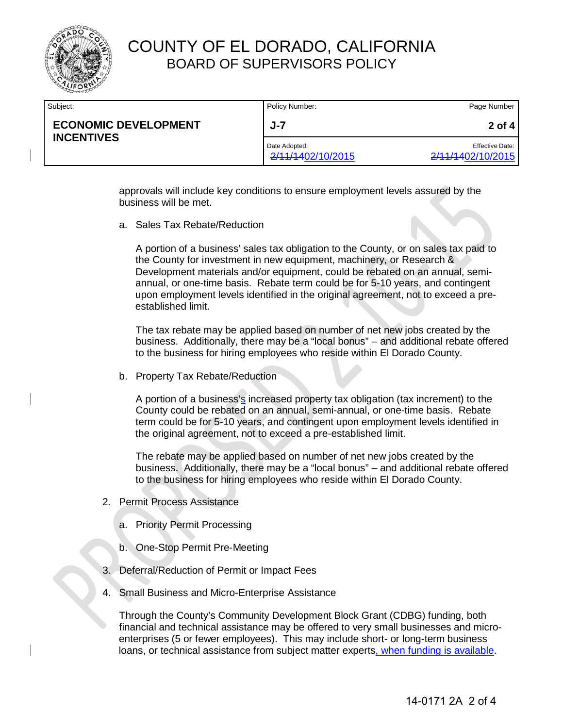approvals will include key conditions to ensure employment levels assured by the business will be met.

a. Sales Tax Rebate/Reduction

A portion of a business' sales tax obligation to the County, or on sales tax paid to the County for investment in new equipment, machinery, or Research & Development materials and/or equipment, could be rebated on an annual, semi-annual, or one-time basis. Rebate term could be for 5-10 years, and contingent upon employment levels identified in the original agreement, not to exceed a pre-established limit.

The tax rebate may be applied based on number of net new jobs created by the business. Additionally, there may be a "local bonus" – and additional rebate offered to the business for hiring employees who reside within El Dorado County.

b. Property Tax Rebate/Reduction

A portion of a business's increased property tax obligation (tax increment) to the County could be rebated on an annual, semi-annual, or one-time basis. Rebate term could be for 5-10 years, and contingent upon employment levels identified in the original agreement, not to exceed a pre-established limit.

The rebate may be applied based on number of net new jobs created by the business. Additionally, there may be a "local bonus" – and additional rebate offered to the business for hiring employees who reside within El Dorado County.

2. Permit Process Assistance

   a. Priority Permit Processing

   b. One-Stop Permit Pre-Meeting

3. Deferral/Reduction of Permit or Impact Fees

4. Small Business and Micro-Enterprise Assistance

Through the County's Community Development Block Grant (CDBG) funding, both financial and technical assistance may be offered to very small businesses and micro-enterprises (5 or fewer employees). This may include short- or long-term business loans, or technical assistance from subject matter experts, when funding is available.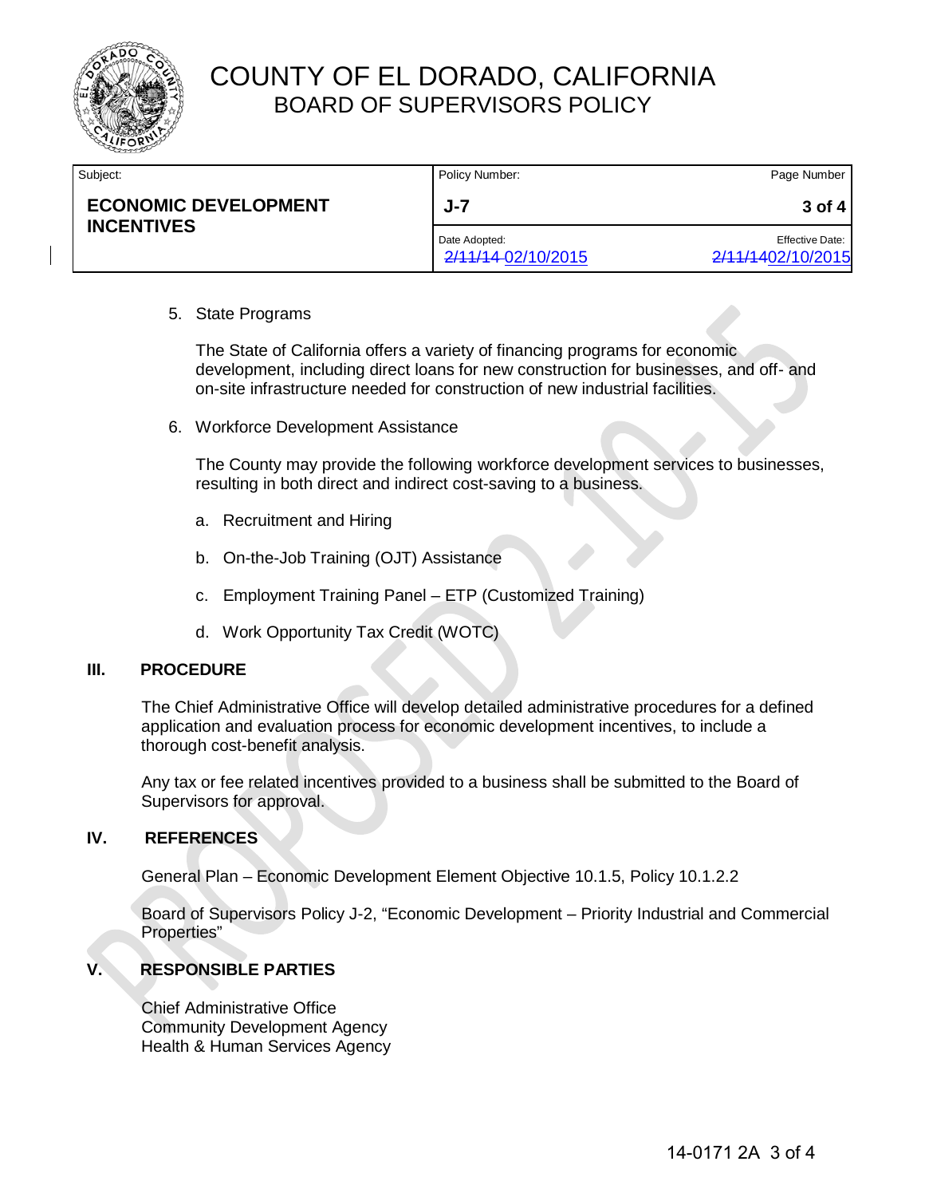# COUNTY OF EL DORADO, CALIFORNIA
## BOARD OF SUPERVISORS POLICY

| Subject: | Policy Number: | Page Number |
|---|---|---|
| **ECONOMIC DEVELOPMENT INCENTIVES** | **J-7** | **3 of 4** |
| | Date Adopted: ~~2/11/14~~ 02/10/2015 | Effective Date: ~~2/11/14~~02/10/2015 |

5. State Programs

   The State of California offers a variety of financing programs for economic development, including direct loans for new construction for businesses, and off- and on-site infrastructure needed for construction of new industrial facilities.

6. Workforce Development Assistance

   The County may provide the following workforce development services to businesses, resulting in both direct and indirect cost-saving to a business.

   a. Recruitment and Hiring

   b. On-the-Job Training (OJT) Assistance

   c. Employment Training Panel – ETP (Customized Training)

   d. Work Opportunity Tax Credit (WOTC)

## III. PROCEDURE

The Chief Administrative Office will develop detailed administrative procedures for a defined application and evaluation process for economic development incentives, to include a thorough cost-benefit analysis.

Any tax or fee related incentives provided to a business shall be submitted to the Board of Supervisors for approval.

## IV. REFERENCES

General Plan – Economic Development Element Objective 10.1.5, Policy 10.1.2.2

Board of Supervisors Policy J-2, "Economic Development – Priority Industrial and Commercial Properties"

## V. RESPONSIBLE PARTIES

Chief Administrative Office
Community Development Agency
Health & Human Services Agency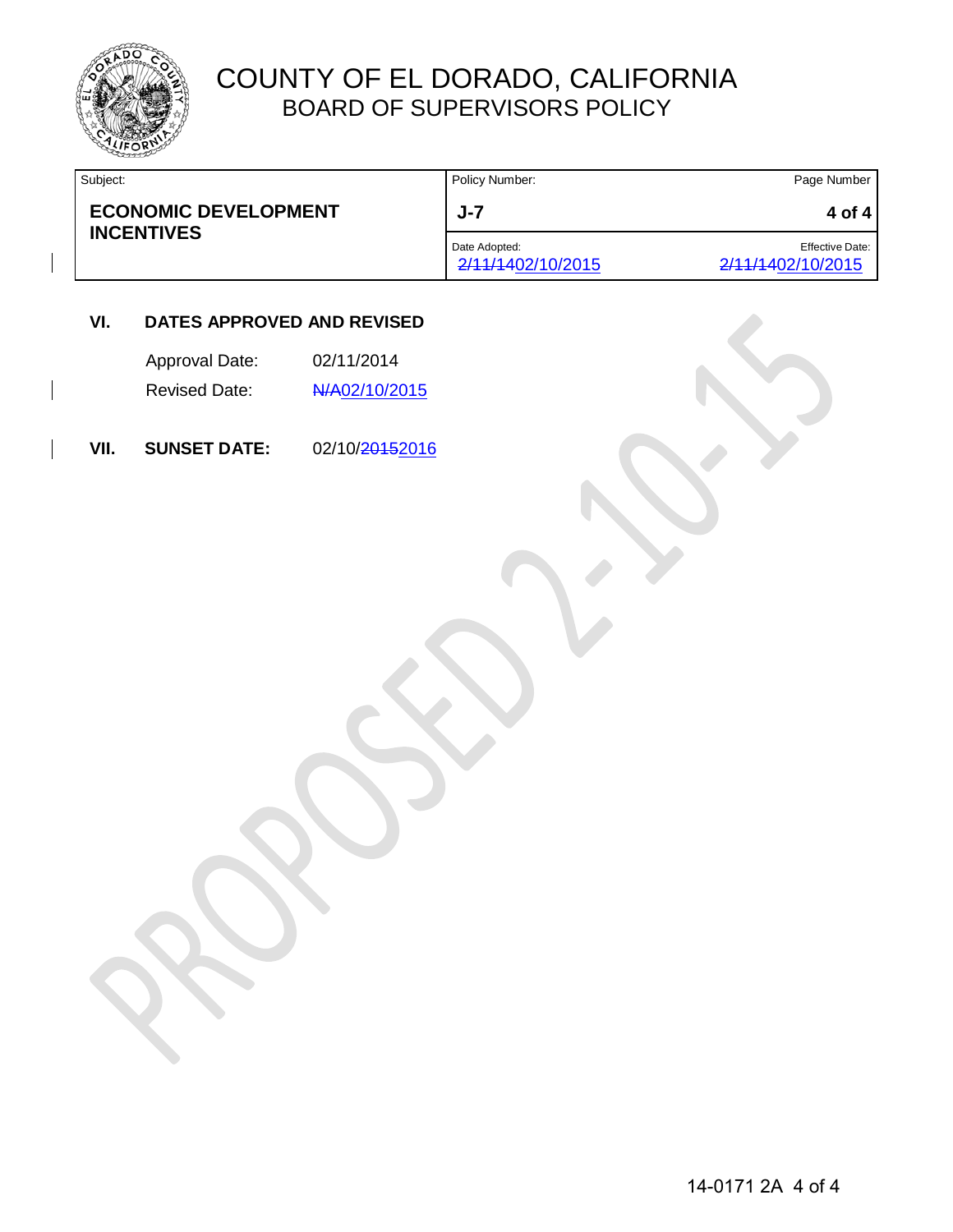# COUNTY OF EL DORADO, CALIFORNIA
## BOARD OF SUPERVISORS POLICY

| Subject: | Policy Number: | Page Number |
|---|---|---|
| **ECONOMIC DEVELOPMENT INCENTIVES** | **J-7** | **4 of 4** |
| | Date Adopted: ~~2/11/14~~02/10/2015 | Effective Date: ~~2/11/14~~02/10/2015 |

**VI. DATES APPROVED AND REVISED**

Approval Date: 02/11/2014

Revised Date: ~~N/A~~02/10/2015

**VII. SUNSET DATE:** 02/10/~~2015~~2016

PROPOSED 2-10-15

14-0171 2A 4 of 4